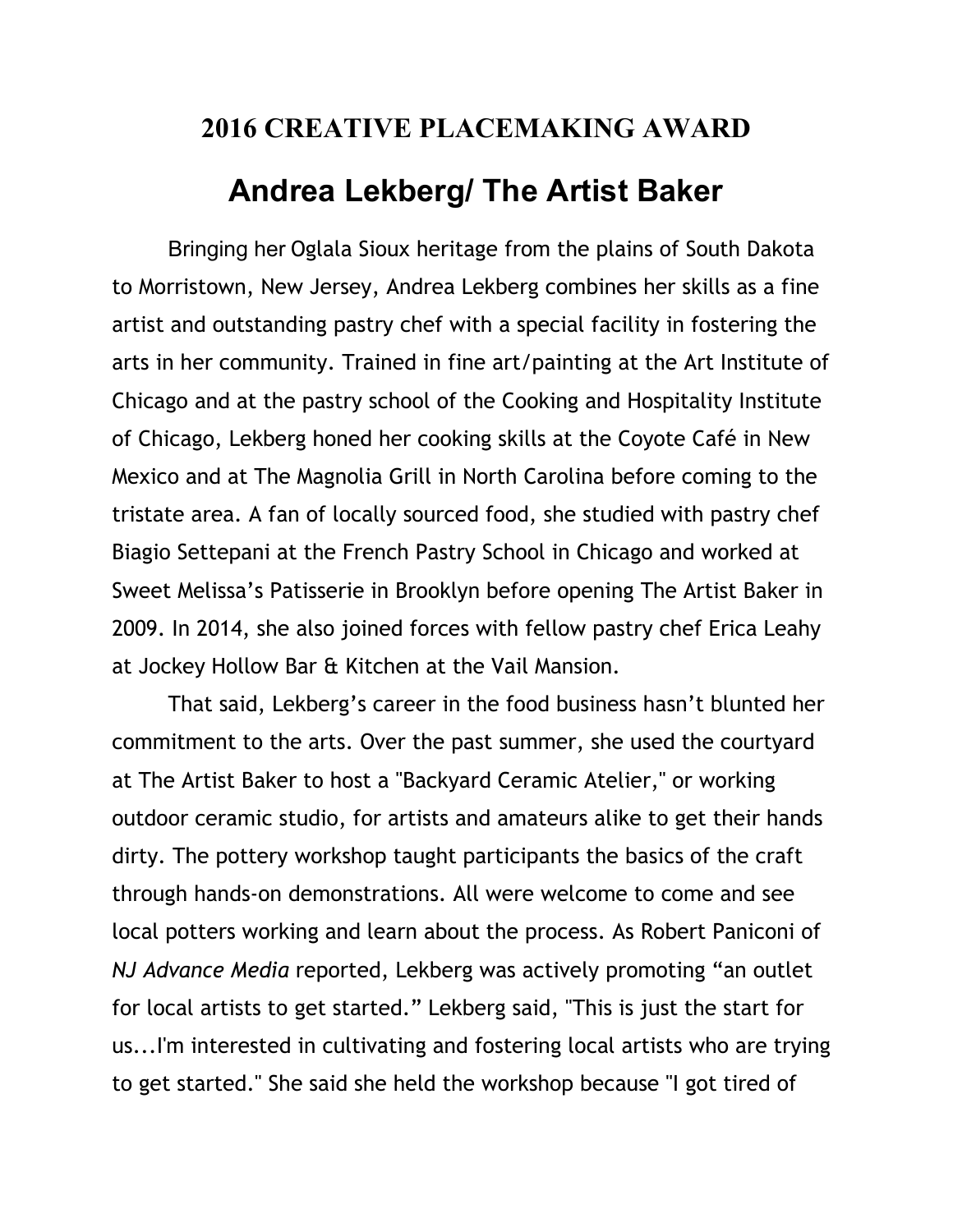# 2016 CREATIVE PLACEMAKING AWARD

## Andrea Lekberg/ The Artist Baker

Bringing her Oglala Sioux heritage from the plains of South Dakota to Morristown, New Jersey, Andrea Lekberg combines her skills as a fine artist and outstanding pastry chef with a special facility in fostering the arts in her community. Trained in fine art/painting at the Art Institute of Chicago and at the pastry school of the Cooking and Hospitality Institute of Chicago, Lekberg honed her cooking skills at the Coyote Café in New Mexico and at The Magnolia Grill in North Carolina before coming to the tristate area. A fan of locally sourced food, she studied with pastry chef Biagio Settepani at the French Pastry School in Chicago and worked at Sweet Melissa's Patisserie in Brooklyn before opening The Artist Baker in 2009. In 2014, she also joined forces with fellow pastry chef Erica Leahy at Jockey Hollow Bar & Kitchen at the Vail Mansion.

That said, Lekberg's career in the food business hasn't blunted her commitment to the arts. Over the past summer, she used the courtyard at The Artist Baker to host a "Backyard Ceramic Atelier," or working outdoor ceramic studio, for artists and amateurs alike to get their hands dirty. The pottery workshop taught participants the basics of the craft through hands-on demonstrations. All were welcome to come and see local potters working and learn about the process. As Robert Paniconi of *NJ Advance Media* reported, Lekberg was actively promoting "an outlet for local artists to get started." Lekberg said, "This is just the start for us...I'm interested in cultivating and fostering local artists who are trying to get started." She said she held the workshop because "I got tired of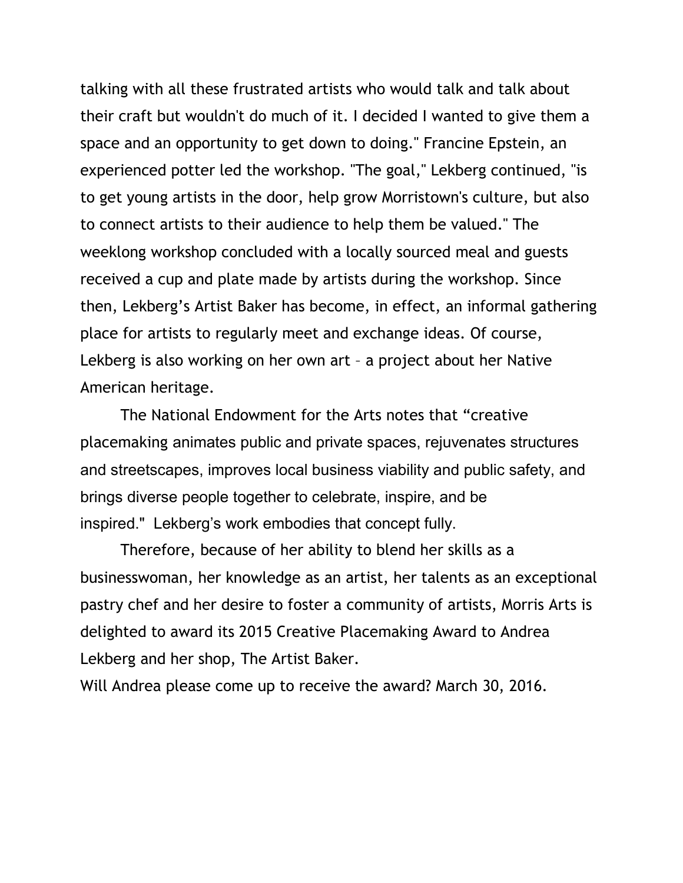talking with all these frustrated artists who would talk and talk about their craft but wouldn't do much of it. I decided I wanted to give them a space and an opportunity to get down to doing." Francine Epstein, an experienced potter led the workshop. "The goal," Lekberg continued, "is to get young artists in the door, help grow Morristown's culture, but also to connect artists to their audience to help them be valued." The weeklong workshop concluded with a locally sourced meal and guests received a cup and plate made by artists during the workshop. Since then, Lekberg's Artist Baker has become, in effect, an informal gathering place for artists to regularly meet and exchange ideas. Of course, Lekberg is also working on her own art – a project about her Native American heritage.

The National Endowment for the Arts notes that "creative placemaking animates public and private spaces, rejuvenates structures and streetscapes, improves local business viability and public safety, and brings diverse people together to celebrate, inspire, and be inspired." Lekberg's work embodies that concept fully.

Therefore, because of her ability to blend her skills as a businesswoman, her knowledge as an artist, her talents as an exceptional pastry chef and her desire to foster a community of artists, Morris Arts is delighted to award its 2015 Creative Placemaking Award to Andrea Lekberg and her shop, The Artist Baker.

Will Andrea please come up to receive the award? March 30, 2016.